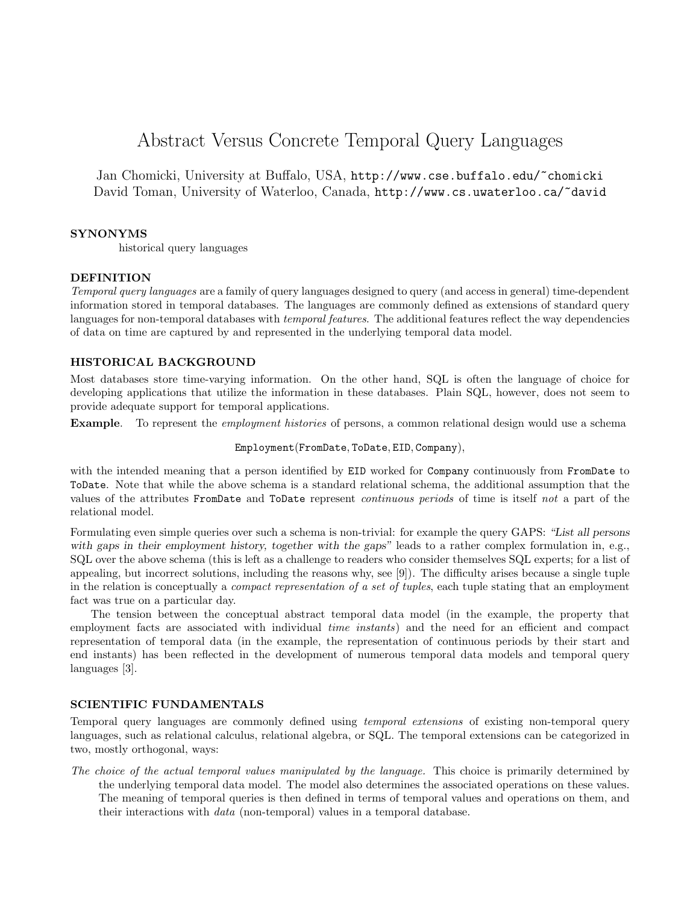// Abstract Versus Concrete Temporal Query Languages

Jan Chomicki, University at Buffalo, USA, `http://www.cse.buffalo.edu/~chomicki`
David Toman, University of Waterloo, Canada, `http://www.cs.uwaterloo.ca/~david`

## SYNONYMS

historical query languages

## DEFINITION

*Temporal query languages* are a family of query languages designed to query (and access in general) time-dependent information stored in temporal databases. The languages are commonly defined as extensions of standard query languages for non-temporal databases with *temporal features*. The additional features reflect the way dependencies of data on time are captured by and represented in the underlying temporal data model.

## HISTORICAL BACKGROUND

Most databases store time-varying information. On the other hand, SQL is often the language of choice for developing applications that utilize the information in these databases. Plain SQL, however, does not seem to provide adequate support for temporal applications.

**Example**. To represent the *employment histories* of persons, a common relational design would use a schema

`Employment(FromDate, ToDate, EID, Company)`,

with the intended meaning that a person identified by `EID` worked for `Company` continuously from `FromDate` to `ToDate`. Note that while the above schema is a standard relational schema, the additional assumption that the values of the attributes `FromDate` and `ToDate` represent *continuous periods* of time is itself *not* a part of the relational model.

Formulating even simple queries over such a schema is non-trivial: for example the query GAPS: *"List all persons with gaps in their employment history, together with the gaps"* leads to a rather complex formulation in, e.g., SQL over the above schema (this is left as a challenge to readers who consider themselves SQL experts; for a list of appealing, but incorrect solutions, including the reasons why, see [9]). The difficulty arises because a single tuple in the relation is conceptually a *compact representation of a set of tuples*, each tuple stating that an employment fact was true on a particular day.

The tension between the conceptual abstract temporal data model (in the example, the property that employment facts are associated with individual *time instants*) and the need for an efficient and compact representation of temporal data (in the example, the representation of continuous periods by their start and end instants) has been reflected in the development of numerous temporal data models and temporal query languages [3].

## SCIENTIFIC FUNDAMENTALS

Temporal query languages are commonly defined using *temporal extensions* of existing non-temporal query languages, such as relational calculus, relational algebra, or SQL. The temporal extensions can be categorized in two, mostly orthogonal, ways:

*The choice of the actual temporal values manipulated by the language.* This choice is primarily determined by the underlying temporal data model. The model also determines the associated operations on these values. The meaning of temporal queries is then defined in terms of temporal values and operations on them, and their interactions with *data* (non-temporal) values in a temporal database.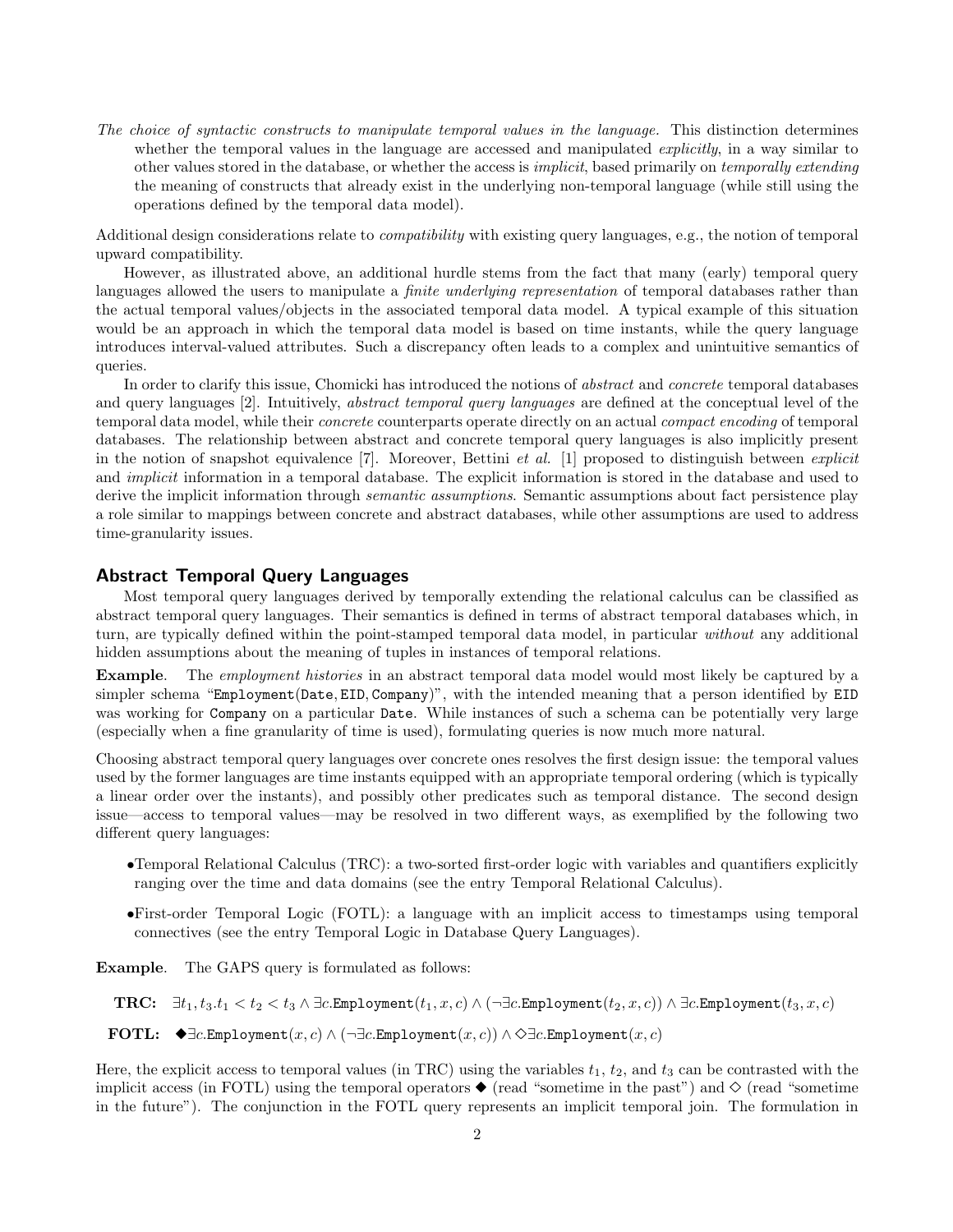*The choice of syntactic constructs to manipulate temporal values in the language.* This distinction determines whether the temporal values in the language are accessed and manipulated *explicitly*, in a way similar to other values stored in the database, or whether the access is *implicit*, based primarily on *temporally extending* the meaning of constructs that already exist in the underlying non-temporal language (while still using the operations defined by the temporal data model).

Additional design considerations relate to *compatibility* with existing query languages, e.g., the notion of temporal upward compatibility.

However, as illustrated above, an additional hurdle stems from the fact that many (early) temporal query languages allowed the users to manipulate a *finite underlying representation* of temporal databases rather than the actual temporal values/objects in the associated temporal data model. A typical example of this situation would be an approach in which the temporal data model is based on time instants, while the query language introduces interval-valued attributes. Such a discrepancy often leads to a complex and unintuitive semantics of queries.

In order to clarify this issue, Chomicki has introduced the notions of *abstract* and *concrete* temporal databases and query languages [2]. Intuitively, *abstract temporal query languages* are defined at the conceptual level of the temporal data model, while their *concrete* counterparts operate directly on an actual *compact encoding* of temporal databases. The relationship between abstract and concrete temporal query languages is also implicitly present in the notion of snapshot equivalence [7]. Moreover, Bettini *et al.* [1] proposed to distinguish between *explicit* and *implicit* information in a temporal database. The explicit information is stored in the database and used to derive the implicit information through *semantic assumptions*. Semantic assumptions about fact persistence play a role similar to mappings between concrete and abstract databases, while other assumptions are used to address time-granularity issues.

## Abstract Temporal Query Languages

Most temporal query languages derived by temporally extending the relational calculus can be classified as abstract temporal query languages. Their semantics is defined in terms of abstract temporal databases which, in turn, are typically defined within the point-stamped temporal data model, in particular *without* any additional hidden assumptions about the meaning of tuples in instances of temporal relations.

**Example**. The *employment histories* in an abstract temporal data model would most likely be captured by a simpler schema "`Employment(Date, EID, Company)`", with the intended meaning that a person identified by `EID` was working for `Company` on a particular `Date`. While instances of such a schema can be potentially very large (especially when a fine granularity of time is used), formulating queries is now much more natural.

Choosing abstract temporal query languages over concrete ones resolves the first design issue: the temporal values used by the former languages are time instants equipped with an appropriate temporal ordering (which is typically a linear order over the instants), and possibly other predicates such as temporal distance. The second design issue—access to temporal values—may be resolved in two different ways, as exemplified by the following two different query languages:

- Temporal Relational Calculus (TRC): a two-sorted first-order logic with variables and quantifiers explicitly ranging over the time and data domains (see the entry Temporal Relational Calculus).
- First-order Temporal Logic (FOTL): a language with an implicit access to timestamps using temporal connectives (see the entry Temporal Logic in Database Query Languages).

**Example**. The GAPS query is formulated as follows:

**TRC:** $\exists t_1, t_3. t_1 < t_2 < t_3 \wedge \exists c.\texttt{Employment}(t_1, x, c) \wedge (\neg \exists c.\texttt{Employment}(t_2, x, c)) \wedge \exists c.\texttt{Employment}(t_3, x, c)$

**FOTL:** $\blacklozenge \exists c.\texttt{Employment}(x, c) \wedge (\neg \exists c.\texttt{Employment}(x, c)) \wedge \Diamond \exists c.\texttt{Employment}(x, c)$

Here, the explicit access to temporal values (in TRC) using the variables $t_1$, $t_2$, and $t_3$ can be contrasted with the implicit access (in FOTL) using the temporal operators $\blacklozenge$ (read "sometime in the past") and $\Diamond$ (read "sometime in the future"). The conjunction in the FOTL query represents an implicit temporal join. The formulation in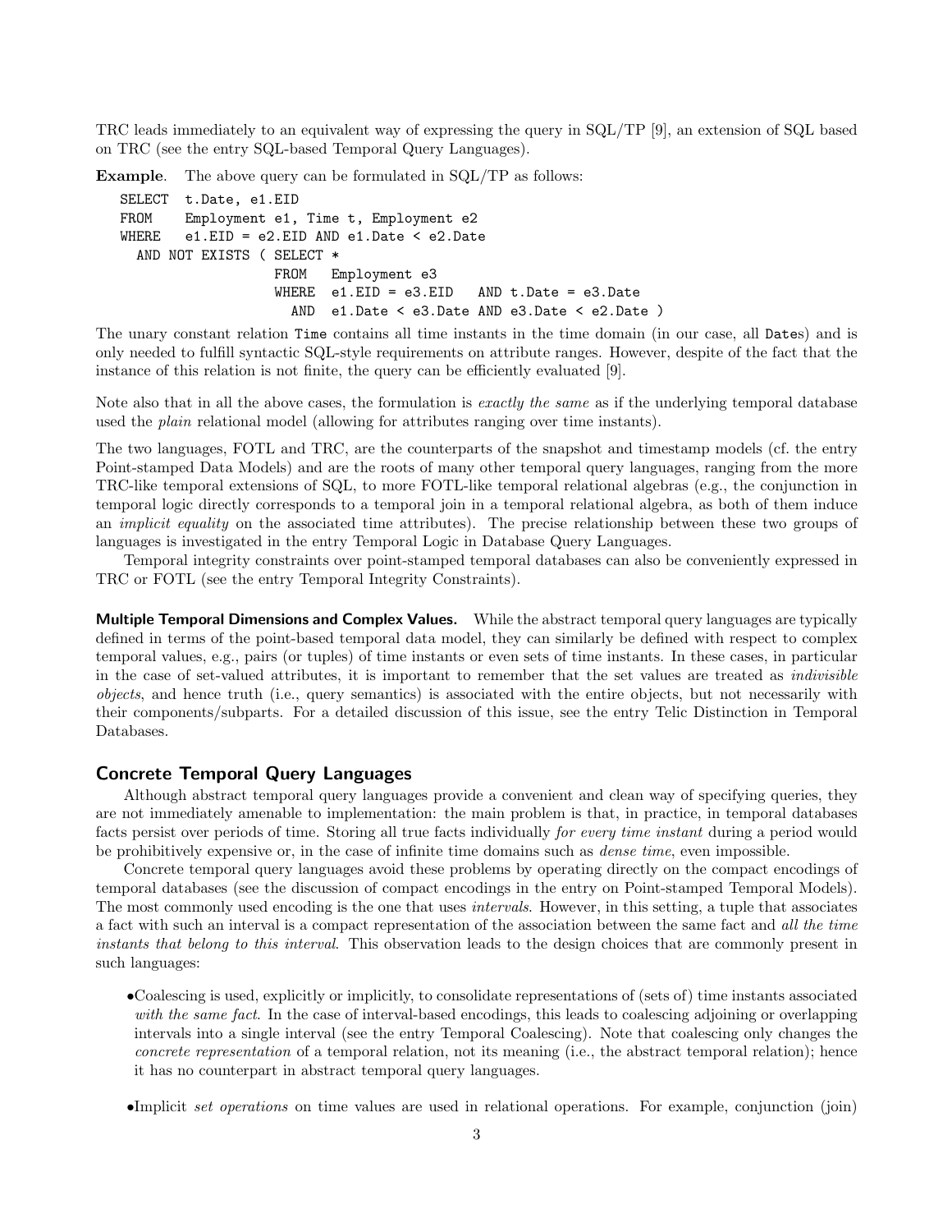TRC leads immediately to an equivalent way of expressing the query in SQL/TP [9], an extension of SQL based on TRC (see the entry SQL-based Temporal Query Languages).

**Example**. The above query can be formulated in SQL/TP as follows:

```
SELECT  t.Date, e1.EID
FROM    Employment e1, Time t, Employment e2
WHERE   e1.EID = e2.EID AND e1.Date < e2.Date
  AND NOT EXISTS ( SELECT *
                   FROM   Employment e3
                   WHERE  e1.EID = e3.EID   AND t.Date = e3.Date
                     AND  e1.Date < e3.Date AND e3.Date < e2.Date )
```

The unary constant relation `Time` contains all time instants in the time domain (in our case, all `Date`s) and is only needed to fulfill syntactic SQL-style requirements on attribute ranges. However, despite of the fact that the instance of this relation is not finite, the query can be efficiently evaluated [9].

Note also that in all the above cases, the formulation is *exactly the same* as if the underlying temporal database used the *plain* relational model (allowing for attributes ranging over time instants).

The two languages, FOTL and TRC, are the counterparts of the snapshot and timestamp models (cf. the entry Point-stamped Data Models) and are the roots of many other temporal query languages, ranging from the more TRC-like temporal extensions of SQL, to more FOTL-like temporal relational algebras (e.g., the conjunction in temporal logic directly corresponds to a temporal join in a temporal relational algebra, as both of them induce an *implicit equality* on the associated time attributes). The precise relationship between these two groups of languages is investigated in the entry Temporal Logic in Database Query Languages.

Temporal integrity constraints over point-stamped temporal databases can also be conveniently expressed in TRC or FOTL (see the entry Temporal Integrity Constraints).

**Multiple Temporal Dimensions and Complex Values.** While the abstract temporal query languages are typically defined in terms of the point-based temporal data model, they can similarly be defined with respect to complex temporal values, e.g., pairs (or tuples) of time instants or even sets of time instants. In these cases, in particular in the case of set-valued attributes, it is important to remember that the set values are treated as *indivisible objects*, and hence truth (i.e., query semantics) is associated with the entire objects, but not necessarily with their components/subparts. For a detailed discussion of this issue, see the entry Telic Distinction in Temporal Databases.

## Concrete Temporal Query Languages

Although abstract temporal query languages provide a convenient and clean way of specifying queries, they are not immediately amenable to implementation: the main problem is that, in practice, in temporal databases facts persist over periods of time. Storing all true facts individually *for every time instant* during a period would be prohibitively expensive or, in the case of infinite time domains such as *dense time*, even impossible.

Concrete temporal query languages avoid these problems by operating directly on the compact encodings of temporal databases (see the discussion of compact encodings in the entry on Point-stamped Temporal Models). The most commonly used encoding is the one that uses *intervals*. However, in this setting, a tuple that associates a fact with such an interval is a compact representation of the association between the same fact and *all the time instants that belong to this interval*. This observation leads to the design choices that are commonly present in such languages:

- Coalescing is used, explicitly or implicitly, to consolidate representations of (sets of) time instants associated *with the same fact*. In the case of interval-based encodings, this leads to coalescing adjoining or overlapping intervals into a single interval (see the entry Temporal Coalescing). Note that coalescing only changes the *concrete representation* of a temporal relation, not its meaning (i.e., the abstract temporal relation); hence it has no counterpart in abstract temporal query languages.

- Implicit *set operations* on time values are used in relational operations. For example, conjunction (join)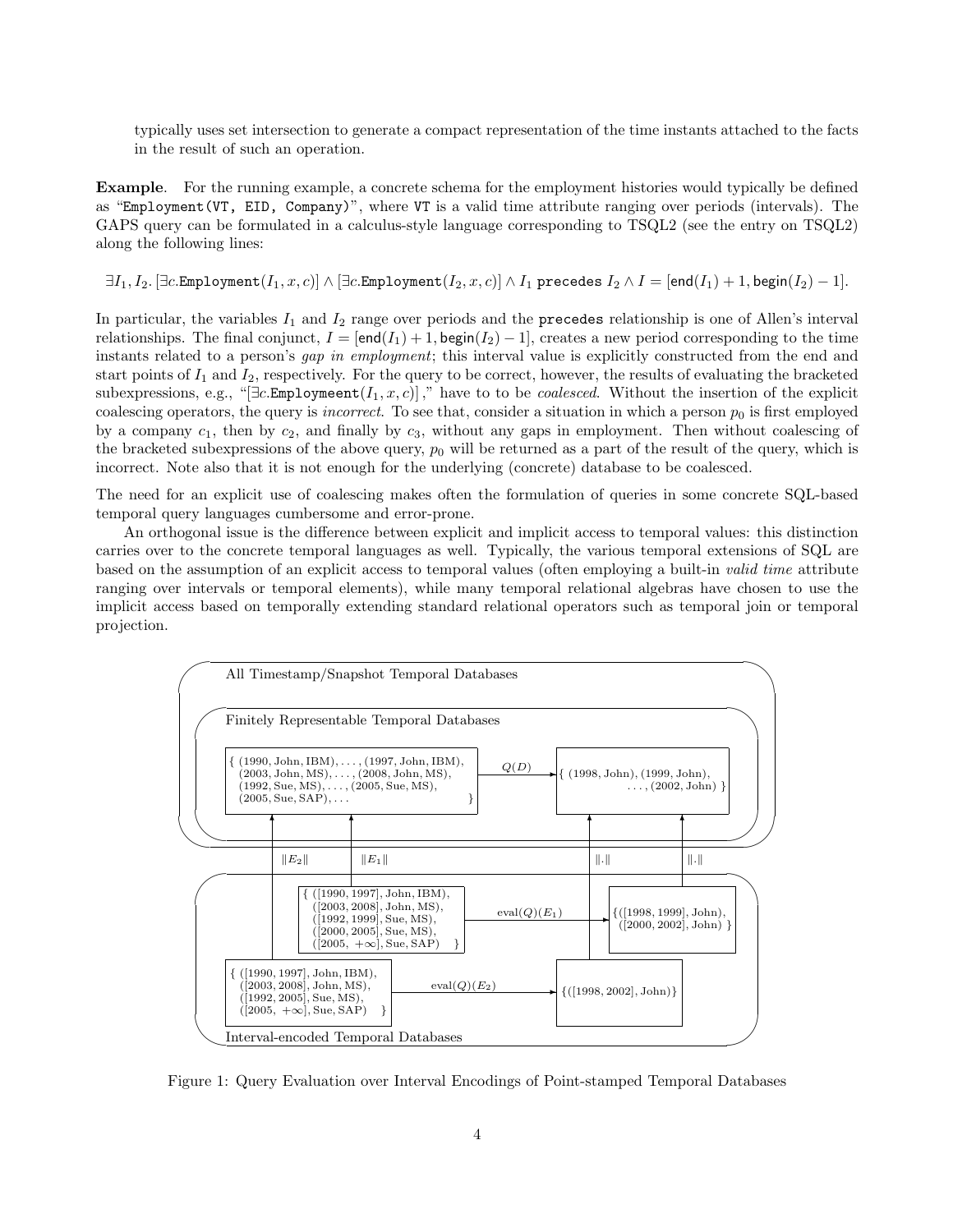typically uses set intersection to generate a compact representation of the time instants attached to the facts in the result of such an operation.

**Example**. For the running example, a concrete schema for the employment histories would typically be defined as "`Employment(VT, EID, Company)`", where `VT` is a valid time attribute ranging over periods (intervals). The GAPS query can be formulated in a calculus-style language corresponding to TSQL2 (see the entry on TSQL2) along the following lines:

$$\exists I_1, I_2. [\exists c.\texttt{Employment}(I_1, x, c)] \wedge [\exists c.\texttt{Employment}(I_2, x, c)] \wedge I_1 \texttt{ precedes } I_2 \wedge I = [\mathsf{end}(I_1) + 1, \mathsf{begin}(I_2) - 1].$$

In particular, the variables $I_1$ and $I_2$ range over periods and the `precedes` relationship is one of Allen's interval relationships. The final conjunct, $I = [\mathsf{end}(I_1) + 1, \mathsf{begin}(I_2) - 1]$, creates a new period corresponding to the time instants related to a person's *gap in employment*; this interval value is explicitly constructed from the end and start points of $I_1$ and $I_2$, respectively. For the query to be correct, however, the results of evaluating the bracketed subexpressions, e.g., "$[\exists c.\texttt{Employmeent}(I_1, x, c)]$," have to to be *coalesced*. Without the insertion of the explicit coalescing operators, the query is *incorrect*. To see that, consider a situation in which a person $p_0$ is first employed by a company $c_1$, then by $c_2$, and finally by $c_3$, without any gaps in employment. Then without coalescing of the bracketed subexpressions of the above query, $p_0$ will be returned as a part of the result of the query, which is incorrect. Note also that it is not enough for the underlying (concrete) database to be coalesced.

The need for an explicit use of coalescing makes often the formulation of queries in some concrete SQL-based temporal query languages cumbersome and error-prone.

An orthogonal issue is the difference between explicit and implicit access to temporal values: this distinction carries over to the concrete temporal languages as well. Typically, the various temporal extensions of SQL are based on the assumption of an explicit access to temporal values (often employing a built-in *valid time* attribute ranging over intervals or temporal elements), while many temporal relational algebras have chosen to use the implicit access based on temporally extending standard relational operators such as temporal join or temporal projection.

Figure 1: Query Evaluation over Interval Encodings of Point-stamped Temporal Databases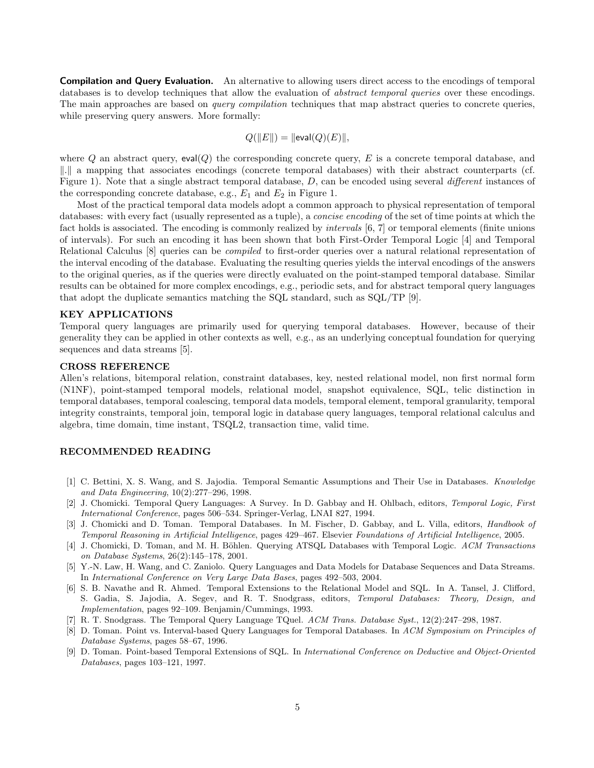**Compilation and Query Evaluation.** An alternative to allowing users direct access to the encodings of temporal databases is to develop techniques that allow the evaluation of *abstract temporal queries* over these encodings. The main approaches are based on *query compilation* techniques that map abstract queries to concrete queries, while preserving query answers. More formally:

$$Q(\|E\|) = \|\mathsf{eval}(Q)(E)\|,$$

where $Q$ an abstract query, $\mathsf{eval}(Q)$ the corresponding concrete query, $E$ is a concrete temporal database, and $\|.\|$ a mapping that associates encodings (concrete temporal databases) with their abstract counterparts (cf. Figure 1). Note that a single abstract temporal database, $D$, can be encoded using several *different* instances of the corresponding concrete database, e.g., $E_1$ and $E_2$ in Figure 1.

Most of the practical temporal data models adopt a common approach to physical representation of temporal databases: with every fact (usually represented as a tuple), a *concise encoding* of the set of time points at which the fact holds is associated. The encoding is commonly realized by *intervals* [6, 7] or temporal elements (finite unions of intervals). For such an encoding it has been shown that both First-Order Temporal Logic [4] and Temporal Relational Calculus [8] queries can be *compiled* to first-order queries over a natural relational representation of the interval encoding of the database. Evaluating the resulting queries yields the interval encodings of the answers to the original queries, as if the queries were directly evaluated on the point-stamped temporal database. Similar results can be obtained for more complex encodings, e.g., periodic sets, and for abstract temporal query languages that adopt the duplicate semantics matching the SQL standard, such as SQL/TP [9].

## KEY APPLICATIONS

Temporal query languages are primarily used for querying temporal databases. However, because of their generality they can be applied in other contexts as well, e.g., as an underlying conceptual foundation for querying sequences and data streams [5].

## CROSS REFERENCE

Allen's relations, bitemporal relation, constraint databases, key, nested relational model, non first normal form (N1NF), point-stamped temporal models, relational model, snapshot equivalence, SQL, telic distinction in temporal databases, temporal coalescing, temporal data models, temporal element, temporal granularity, temporal integrity constraints, temporal join, temporal logic in database query languages, temporal relational calculus and algebra, time domain, time instant, TSQL2, transaction time, valid time.

## RECOMMENDED READING

[1] C. Bettini, X. S. Wang, and S. Jajodia. Temporal Semantic Assumptions and Their Use in Databases. *Knowledge and Data Engineering*, 10(2):277–296, 1998.

[2] J. Chomicki. Temporal Query Languages: A Survey. In D. Gabbay and H. Ohlbach, editors, *Temporal Logic, First International Conference*, pages 506–534. Springer-Verlag, LNAI 827, 1994.

[3] J. Chomicki and D. Toman. Temporal Databases. In M. Fischer, D. Gabbay, and L. Villa, editors, *Handbook of Temporal Reasoning in Artificial Intelligence*, pages 429–467. Elsevier *Foundations of Artificial Intelligence*, 2005.

[4] J. Chomicki, D. Toman, and M. H. Böhlen. Querying ATSQL Databases with Temporal Logic. *ACM Transactions on Database Systems*, 26(2):145–178, 2001.

[5] Y.-N. Law, H. Wang, and C. Zaniolo. Query Languages and Data Models for Database Sequences and Data Streams. In *International Conference on Very Large Data Bases*, pages 492–503, 2004.

[6] S. B. Navathe and R. Ahmed. Temporal Extensions to the Relational Model and SQL. In A. Tansel, J. Clifford, S. Gadia, S. Jajodia, A. Segev, and R. T. Snodgrass, editors, *Temporal Databases: Theory, Design, and Implementation*, pages 92–109. Benjamin/Cummings, 1993.

[7] R. T. Snodgrass. The Temporal Query Language TQuel. *ACM Trans. Database Syst.*, 12(2):247–298, 1987.

[8] D. Toman. Point vs. Interval-based Query Languages for Temporal Databases. In *ACM Symposium on Principles of Database Systems*, pages 58–67, 1996.

[9] D. Toman. Point-based Temporal Extensions of SQL. In *International Conference on Deductive and Object-Oriented Databases*, pages 103–121, 1997.